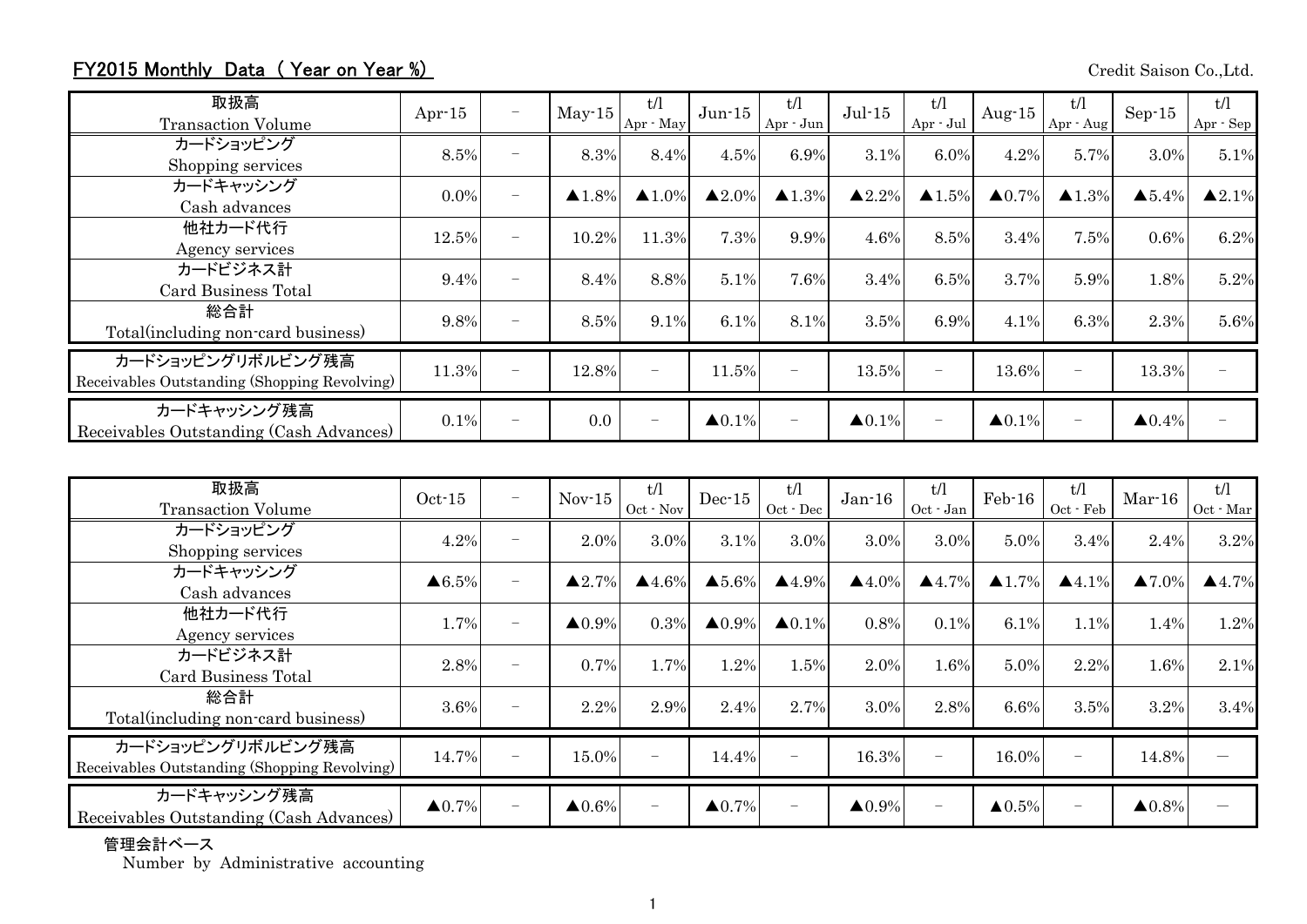## FY2015 Monthly Data ( Year on Year %)

Credit Saison Co.,Ltd.

| 取扱高<br>Transaction Volume | Apr-15 | － | May-15 | t/l<br>Apr - May | Jun-15 | t/l<br>Apr - Jun | Jul-15 | t/l<br>Apr - Jul | Aug-15 | t/l<br>Apr - Aug | Sep-15 | t/l<br>Apr - Sep |
|---|---|---|---|---|---|---|---|---|---|---|---|---|
| カードショッピング<br>Shopping services | 8.5% | － | 8.3% | 8.4% | 4.5% | 6.9% | 3.1% | 6.0% | 4.2% | 5.7% | 3.0% | 5.1% |
| カードキャッシング<br>Cash advances | 0.0% | － | ▲1.8% | ▲1.0% | ▲2.0% | ▲1.3% | ▲2.2% | ▲1.5% | ▲0.7% | ▲1.3% | ▲5.4% | ▲2.1% |
| 他社カード代行<br>Agency services | 12.5% | － | 10.2% | 11.3% | 7.3% | 9.9% | 4.6% | 8.5% | 3.4% | 7.5% | 0.6% | 6.2% |
| カードビジネス計<br>Card Business Total | 9.4% | － | 8.4% | 8.8% | 5.1% | 7.6% | 3.4% | 6.5% | 3.7% | 5.9% | 1.8% | 5.2% |
| 総合計<br>Total(including non-card business) | 9.8% | － | 8.5% | 9.1% | 6.1% | 8.1% | 3.5% | 6.9% | 4.1% | 6.3% | 2.3% | 5.6% |
| カードショッピングリボルビング残高<br>Receivables Outstanding (Shopping Revolving) | 11.3% | － | 12.8% | － | 11.5% | － | 13.5% | － | 13.6% | － | 13.3% | － |
| カードキャッシング残高<br>Receivables Outstanding (Cash Advances) | 0.1% | － | 0.0 | － | ▲0.1% | － | ▲0.1% | － | ▲0.1% | － | ▲0.4% | － |

| 取扱高<br>Transaction Volume | Oct-15 | － | Nov-15 | t/l<br>Oct - Nov | Dec-15 | t/l<br>Oct - Dec | Jan-16 | t/l<br>Oct - Jan | Feb-16 | t/l<br>Oct - Feb | Mar-16 | t/l<br>Oct - Mar |
|---|---|---|---|---|---|---|---|---|---|---|---|---|
| カードショッピング<br>Shopping services | 4.2% | － | 2.0% | 3.0% | 3.1% | 3.0% | 3.0% | 3.0% | 5.0% | 3.4% | 2.4% | 3.2% |
| カードキャッシング<br>Cash advances | ▲6.5% | － | ▲2.7% | ▲4.6% | ▲5.6% | ▲4.9% | ▲4.0% | ▲4.7% | ▲1.7% | ▲4.1% | ▲7.0% | ▲4.7% |
| 他社カード代行<br>Agency services | 1.7% | － | ▲0.9% | 0.3% | ▲0.9% | ▲0.1% | 0.8% | 0.1% | 6.1% | 1.1% | 1.4% | 1.2% |
| カードビジネス計<br>Card Business Total | 2.8% | － | 0.7% | 1.7% | 1.2% | 1.5% | 2.0% | 1.6% | 5.0% | 2.2% | 1.6% | 2.1% |
| 総合計<br>Total(including non-card business) | 3.6% | － | 2.2% | 2.9% | 2.4% | 2.7% | 3.0% | 2.8% | 6.6% | 3.5% | 3.2% | 3.4% |
| カードショッピングリボルビング残高<br>Receivables Outstanding (Shopping Revolving) | 14.7% | － | 15.0% | － | 14.4% | － | 16.3% | － | 16.0% | － | 14.8% | ― |
| カードキャッシング残高<br>Receivables Outstanding (Cash Advances) | ▲0.7% | － | ▲0.6% | － | ▲0.7% | － | ▲0.9% | － | ▲0.5% | － | ▲0.8% | ― |

管理会計ベース
Number by Administrative accounting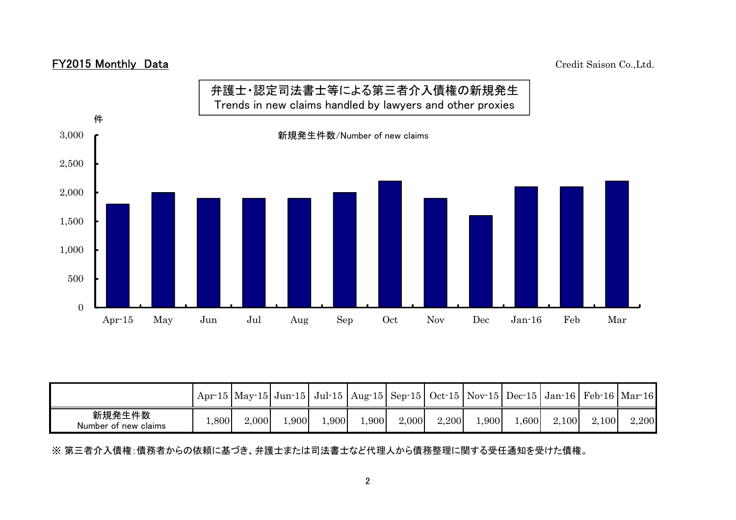FY2015 Monthly Data

Credit Saison Co.,Ltd.

弁護士・認定司法書士等による第三者介入債権の新規発生
Trends in new claims handled by lawyers and other proxies

件

3,000
2,500
2,000
1,500
1,000
500
0

新規発生件数/Number of new claims

Apr-15 May Jun Jul Aug Sep Oct Nov Dec Jan-16 Feb Mar

| | Apr-15 | May-15 | Jun-15 | Jul-15 | Aug-15 | Sep-15 | Oct-15 | Nov-15 | Dec-15 | Jan-16 | Feb-16 | Mar-16 |
|---|---|---|---|---|---|---|---|---|---|---|---|---|
| 新規発生件数 Number of new claims | 1,800 | 2,000 | 1,900 | 1,900 | 1,900 | 2,000 | 2,200 | 1,900 | 1,600 | 2,100 | 2,100 | 2,200 |

※ 第三者介入債権：債務者からの依頼に基づき、弁護士または司法書士など代理人から債務整理に関する受任通知を受けた債権。